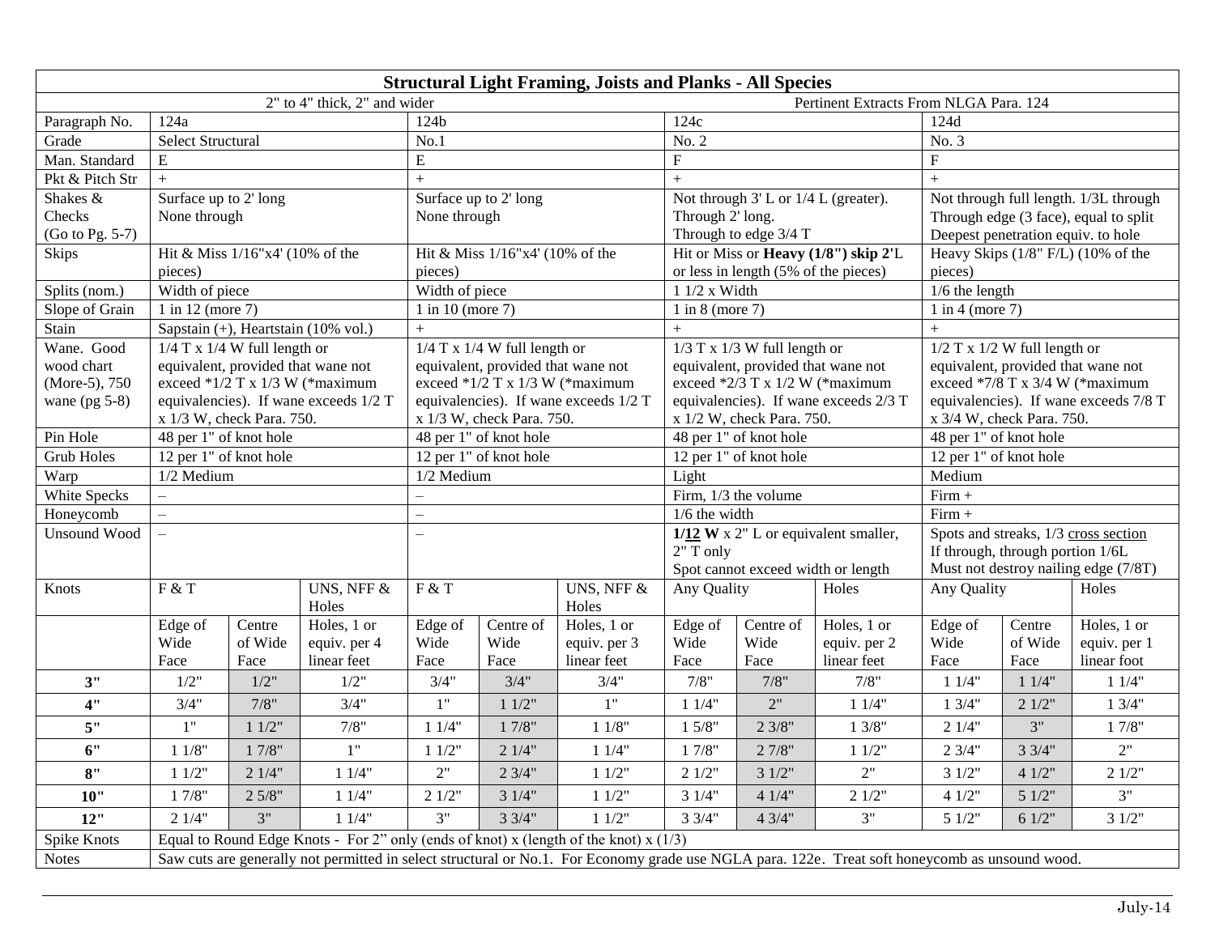# Structural Light Framing, Joists and Planks - All Species

| 2" to 4" thick, 2" and wider | | | | | | | Pertinent Extracts From NLGA Para. 124 | | | | | |
|---|---|---|---|---|---|---|---|---|---|---|---|---|
| Paragraph No. | 124a | | | 124b | | | 124c | | | 124d | | |
| Grade | Select Structural | | | No.1 | | | No. 2 | | | No. 3 | | |
| Man. Standard | E | | | E | | | F | | | F | | |
| Pkt & Pitch Str | + | | | + | | | + | | | + | | |
| Shakes & Checks (Go to Pg. 5-7) | Surface up to 2' long None through | | | Surface up to 2' long None through | | | Not through 3' L or 1/4 L (greater). Through 2' long. Through to edge 3/4 T | | | Not through full length. 1/3L through Through edge (3 face), equal to split Deepest penetration equiv. to hole | | |
| Skips | Hit & Miss 1/16"x4' (10% of the pieces) | | | Hit & Miss 1/16"x4' (10% of the pieces) | | | Hit or Miss or **Heavy (1/8") skip 2'**L or less in length (5% of the pieces) | | | Heavy Skips (1/8" F/L) (10% of the pieces) | | |
| Splits (nom.) | Width of piece | | | Width of piece | | | 1 1/2 x Width | | | 1/6 the length | | |
| Slope of Grain | 1 in 12 (more 7) | | | 1 in 10 (more 7) | | | 1 in 8 (more 7) | | | 1 in 4 (more 7) | | |
| Stain | Sapstain (+), Heartstain (10% vol.) | | | + | | | + | | | + | | |
| Wane. Good wood chart (More-5), 750 wane (pg 5-8) | 1/4 T x 1/4 W full length or equivalent, provided that wane not exceed *1/2 T x 1/3 W (*maximum equivalencies). If wane exceeds 1/2 T x 1/3 W, check Para. 750. | | | 1/4 T x 1/4 W full length or equivalent, provided that wane not exceed *1/2 T x 1/3 W (*maximum equivalencies). If wane exceeds 1/2 T x 1/3 W, check Para. 750. | | | 1/3 T x 1/3 W full length or equivalent, provided that wane not exceed *2/3 T x 1/2 W (*maximum equivalencies). If wane exceeds 2/3 T x 1/2 W, check Para. 750. | | | 1/2 T x 1/2 W full length or equivalent, provided that wane not exceed *7/8 T x 3/4 W (*maximum equivalencies). If wane exceeds 7/8 T x 3/4 W, check Para. 750. | | |
| Pin Hole | 48 per 1" of knot hole | | | 48 per 1" of knot hole | | | 48 per 1" of knot hole | | | 48 per 1" of knot hole | | |
| Grub Holes | 12 per 1" of knot hole | | | 12 per 1" of knot hole | | | 12 per 1" of knot hole | | | 12 per 1" of knot hole | | |
| Warp | 1/2 Medium | | | 1/2 Medium | | | Light | | | Medium | | |
| White Specks | – | | | – | | | Firm, 1/3 the volume | | | Firm + | | |
| Honeycomb | – | | | – | | | 1/6 the width | | | Firm + | | |
| Unsound Wood | – | | | – | | | **1/12 W** x 2" L or equivalent smaller, 2" T only Spot cannot exceed width or length | | | Spots and streaks, 1/3 cross section If through, through portion 1/6L Must not destroy nailing edge (7/8T) | | |
| Knots | F & T | | UNS, NFF & Holes | F & T | | UNS, NFF & Holes | Any Quality | | Holes | Any Quality | | Holes |
| | Edge of Wide Face | Centre of Wide Face | Holes, 1 or equiv. per 4 linear feet | Edge of Wide Face | Centre of Wide Face | Holes, 1 or equiv. per 3 linear feet | Edge of Wide Face | Centre of Wide Face | Holes, 1 or equiv. per 2 linear feet | Edge of Wide Face | Centre of Wide Face | Holes, 1 or equiv. per 1 linear foot |
| **3"** | 1/2" | 1/2" | 1/2" | 3/4" | 3/4" | 3/4" | 7/8" | 7/8" | 7/8" | 1 1/4" | 1 1/4" | 1 1/4" |
| **4"** | 3/4" | 7/8" | 3/4" | 1" | 1 1/2" | 1" | 1 1/4" | 2" | 1 1/4" | 1 3/4" | 2 1/2" | 1 3/4" |
| **5"** | 1" | 1 1/2" | 7/8" | 1 1/4" | 1 7/8" | 1 1/8" | 1 5/8" | 2 3/8" | 1 3/8" | 2 1/4" | 3" | 1 7/8" |
| **6"** | 1 1/8" | 1 7/8" | 1" | 1 1/2" | 2 1/4" | 1 1/4" | 1 7/8" | 2 7/8" | 1 1/2" | 2 3/4" | 3 3/4" | 2" |
| **8"** | 1 1/2" | 2 1/4" | 1 1/4" | 2" | 2 3/4" | 1 1/2" | 2 1/2" | 3 1/2" | 2" | 3 1/2" | 4 1/2" | 2 1/2" |
| **10"** | 1 7/8" | 2 5/8" | 1 1/4" | 2 1/2" | 3 1/4" | 1 1/2" | 3 1/4" | 4 1/4" | 2 1/2" | 4 1/2" | 5 1/2" | 3" |
| **12"** | 2 1/4" | 3" | 1 1/4" | 3" | 3 3/4" | 1 1/2" | 3 3/4" | 4 3/4" | 3" | 5 1/2" | 6 1/2" | 3 1/2" |
| Spike Knots | Equal to Round Edge Knots - For 2" only (ends of knot) x (length of the knot) x (1/3) | | | | | | | | | | | |
| Notes | Saw cuts are generally not permitted in select structural or No.1. For Economy grade use NGLA para. 122e. Treat soft honeycomb as unsound wood. | | | | | | | | | | | |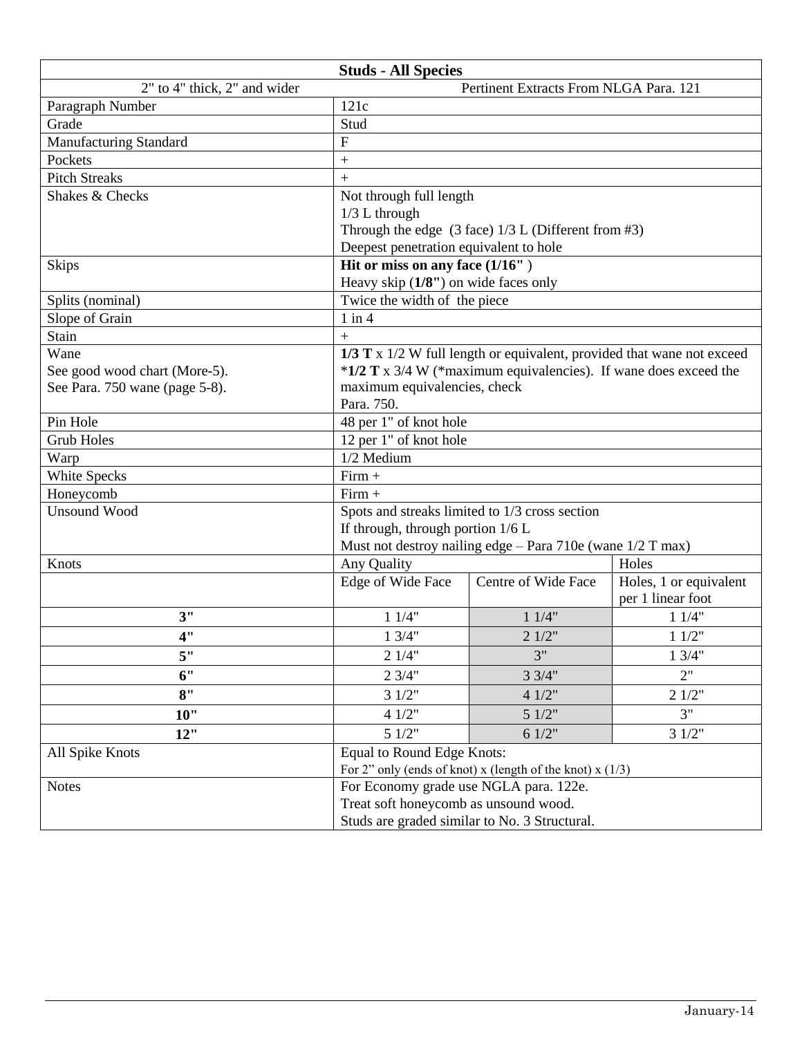| Studs - All Species | | | |
|---|---|---|---|
| 2" to 4" thick, 2" and wider | Pertinent Extracts From NLGA Para. 121 | | |
| Paragraph Number | 121c | | |
| Grade | Stud | | |
| Manufacturing Standard | F | | |
| Pockets | + | | |
| Pitch Streaks | + | | |
| Shakes & Checks | Not through full length<br>1/3 L through<br>Through the edge (3 face) 1/3 L (Different from #3)<br>Deepest penetration equivalent to hole | | |
| Skips | **Hit or miss on any face (1/16"** )<br>Heavy skip (**1/8"**) on wide faces only | | |
| Splits (nominal) | Twice the width of the piece | | |
| Slope of Grain | 1 in 4 | | |
| Stain | + | | |
| Wane<br>See good wood chart (More-5).<br>See Para. 750 wane (page 5-8). | **1/3 T** x 1/2 W full length or equivalent, provided that wane not exceed *__1/2 T__ x 3/4 W (*maximum equivalencies). If wane does exceed the maximum equivalencies, check<br>Para. 750. | | |
| Pin Hole | 48 per 1" of knot hole | | |
| Grub Holes | 12 per 1" of knot hole | | |
| Warp | 1/2 Medium | | |
| White Specks | Firm + | | |
| Honeycomb | Firm + | | |
| Unsound Wood | Spots and streaks limited to 1/3 cross section<br>If through, through portion 1/6 L<br>Must not destroy nailing edge – Para 710e (wane 1/2 T max) | | |
| Knots | Any Quality | | Holes |
| | Edge of Wide Face | Centre of Wide Face | Holes, 1 or equivalent per 1 linear foot |
| **3"** | 1 1/4" | 1 1/4" | 1 1/4" |
| **4"** | 1 3/4" | 2 1/2" | 1 1/2" |
| **5"** | 2 1/4" | 3" | 1 3/4" |
| **6"** | 2 3/4" | 3 3/4" | 2" |
| **8"** | 3 1/2" | 4 1/2" | 2 1/2" |
| **10"** | 4 1/2" | 5 1/2" | 3" |
| **12"** | 5 1/2" | 6 1/2" | 3 1/2" |
| All Spike Knots | Equal to Round Edge Knots:<br>For 2" only (ends of knot) x (length of the knot) x (1/3) | | |
| Notes | For Economy grade use NGLA para. 122e.<br>Treat soft honeycomb as unsound wood.<br>Studs are graded similar to No. 3 Structural. | | |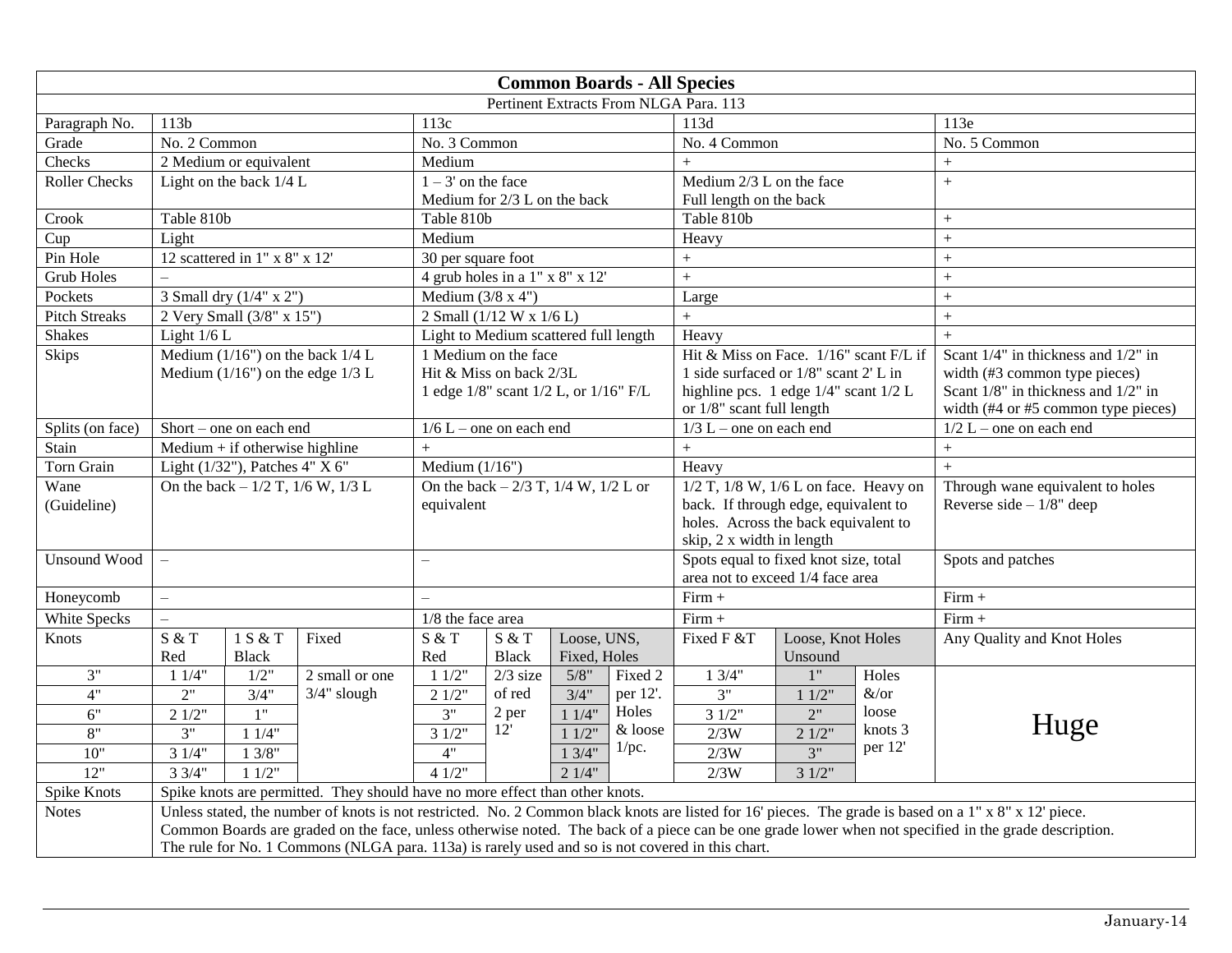# Common Boards - All Species

Pertinent Extracts From NLGA Para. 113

| Paragraph No. | 113b | | | 113c | | | | 113d | | | 113e |
|---|---|---|---|---|---|---|---|---|---|---|---|
| Grade | No. 2 Common | | | No. 3 Common | | | | No. 4 Common | | | No. 5 Common |
| Checks | 2 Medium or equivalent | | | Medium | | | | + | | | + |
| Roller Checks | Light on the back 1/4 L | | | 1 – 3' on the face Medium for 2/3 L on the back | | | | Medium 2/3 L on the face Full length on the back | | | + |
| Crook | Table 810b | | | Table 810b | | | | Table 810b | | | + |
| Cup | Light | | | Medium | | | | Heavy | | | + |
| Pin Hole | 12 scattered in 1" x 8" x 12' | | | 30 per square foot | | | | + | | | + |
| Grub Holes | – | | | 4 grub holes in a 1" x 8" x 12' | | | | + | | | + |
| Pockets | 3 Small dry (1/4" x 2") | | | Medium (3/8 x 4") | | | | Large | | | + |
| Pitch Streaks | 2 Very Small (3/8" x 15") | | | 2 Small (1/12 W x 1/6 L) | | | | + | | | + |
| Shakes | Light 1/6 L | | | Light to Medium scattered full length | | | | Heavy | | | + |
| Skips | Medium (1/16") on the back 1/4 L Medium (1/16") on the edge 1/3 L | | | 1 Medium on the face Hit & Miss on back 2/3L 1 edge 1/8" scant 1/2 L, or 1/16" F/L | | | | Hit & Miss on Face. 1/16" scant F/L if 1 side surfaced or 1/8" scant 2' L in highline pcs. 1 edge 1/4" scant 1/2 L or 1/8" scant full length | | | Scant 1/4" in thickness and 1/2" in width (#3 common type pieces) Scant 1/8" in thickness and 1/2" in width (#4 or #5 common type pieces) |
| Splits (on face) | Short – one on each end | | | 1/6 L – one on each end | | | | 1/3 L – one on each end | | | 1/2 L – one on each end |
| Stain | Medium + if otherwise highline | | | + | | | | + | | | + |
| Torn Grain | Light (1/32"), Patches 4" X 6" | | | Medium (1/16") | | | | Heavy | | | + |
| Wane (Guideline) | On the back – 1/2 T, 1/6 W, 1/3 L | | | On the back – 2/3 T, 1/4 W, 1/2 L or equivalent | | | | 1/2 T, 1/8 W, 1/6 L on face. Heavy on back. If through edge, equivalent to holes. Across the back equivalent to skip, 2 x width in length | | | Through wane equivalent to holes Reverse side – 1/8" deep |
| Unsound Wood | – | | | – | | | | Spots equal to fixed knot size, total area not to exceed 1/4 face area | | | Spots and patches |
| Honeycomb | – | | | – | | | | Firm + | | | Firm + |
| White Specks | – | | | 1/8 the face area | | | | Firm + | | | Firm + |
| Knots | S & T Red | 1 S & T Black | Fixed | S & T Red | S & T Black | Loose, UNS, Fixed, Holes | | Fixed F &T | Loose, Knot Holes Unsound | | Any Quality and Knot Holes |
| 3" | 1 1/4" | 1/2" | 2 small or one 3/4" slough | 1 1/2" | 2/3 size of red 2 per 12' | 5/8" | Fixed 2 per 12'. Holes & loose 1/pc. | 1 3/4" | 1" | Holes &/or loose knots 3 per 12' | Huge |
| 4" | 2" | 3/4" | | 2 1/2" | | 3/4" | | 3" | 1 1/2" | | |
| 6" | 2 1/2" | 1" | | 3" | | 1 1/4" | | 3 1/2" | 2" | | |
| 8" | 3" | 1 1/4" | | 3 1/2" | | 1 1/2" | | 2/3W | 2 1/2" | | |
| 10" | 3 1/4" | 1 3/8" | | 4" | | 1 3/4" | | 2/3W | 3" | | |
| 12" | 3 3/4" | 1 1/2" | | 4 1/2" | | 2 1/4" | | 2/3W | 3 1/2" | | |
| Spike Knots | Spike knots are permitted. They should have no more effect than other knots. | | | | | | | | | | |
| Notes | Unless stated, the number of knots is not restricted. No. 2 Common black knots are listed for 16' pieces. The grade is based on a 1" x 8" x 12' piece. Common Boards are graded on the face, unless otherwise noted. The back of a piece can be one grade lower when not specified in the grade description. The rule for No. 1 Commons (NLGA para. 113a) is rarely used and so is not covered in this chart. | | | | | | | | | | |

January-14